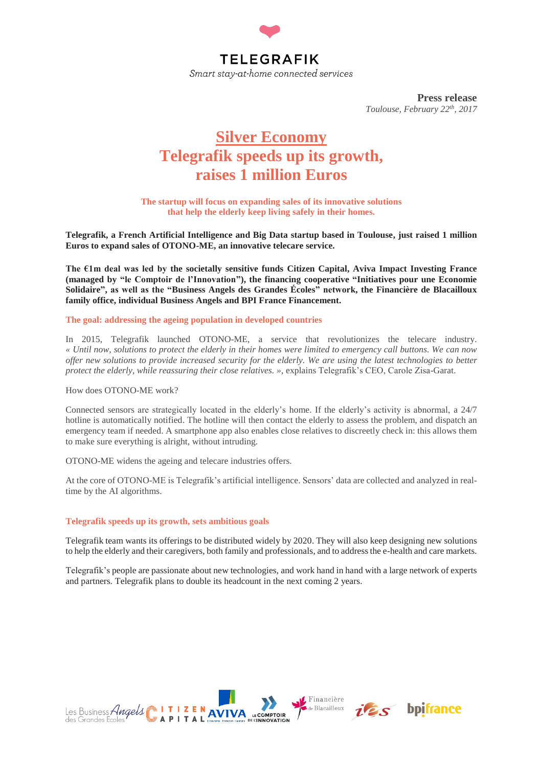TELEGRAFIK

*Smart stay-at-home connected services*

**Press release**

*Toulouse, February 22th, 2017*

# Silver Economy
# Telegrafik speeds up its growth, raises 1 million Euros

**The startup will focus on expanding sales of its innovative solutions that help the elderly keep living safely in their homes.**

**Telegrafik, a French Artificial Intelligence and Big Data startup based in Toulouse, just raised 1 million Euros to expand sales of OTONO-ME, an innovative telecare service.**

**The €1m deal was led by the societally sensitive funds Citizen Capital, Aviva Impact Investing France (managed by "le Comptoir de l'Innovation"), the financing cooperative "Initiatives pour une Economie Solidaire", as well as the "Business Angels des Grandes Écoles" network, the Financière de Blacailloux family office, individual Business Angels and BPI France Financement.**

## The goal: addressing the ageing population in developed countries

In 2015, Telegrafik launched OTONO-ME, a service that revolutionizes the telecare industry. *« Until now, solutions to protect the elderly in their homes were limited to emergency call buttons. We can now offer new solutions to provide increased security for the elderly. We are using the latest technologies to better protect the elderly, while reassuring their close relatives. »*, explains Telegrafik's CEO, Carole Zisa-Garat.

How does OTONO-ME work?

Connected sensors are strategically located in the elderly's home. If the elderly's activity is abnormal, a 24/7 hotline is automatically notified. The hotline will then contact the elderly to assess the problem, and dispatch an emergency team if needed. A smartphone app also enables close relatives to discreetly check in: this allows them to make sure everything is alright, without intruding.

OTONO-ME widens the ageing and telecare industries offers.

At the core of OTONO-ME is Telegrafik's artificial intelligence. Sensors' data are collected and analyzed in real-time by the AI algorithms.

## Telegrafik speeds up its growth, sets ambitious goals

Telegrafik team wants its offerings to be distributed widely by 2020. They will also keep designing new solutions to help the elderly and their caregivers, both family and professionals, and to address the e-health and care markets.

Telegrafik's people are passionate about new technologies, and work hand in hand with a large network of experts and partners. Telegrafik plans to double its headcount in the next coming 2 years.

Les Business Angels des Grandes Ecoles · CITIZEN CAPITAL · AVIVA · LE COMPTOIR DE L'INNOVATION · Financière de Blacailloux · ies · bpifrance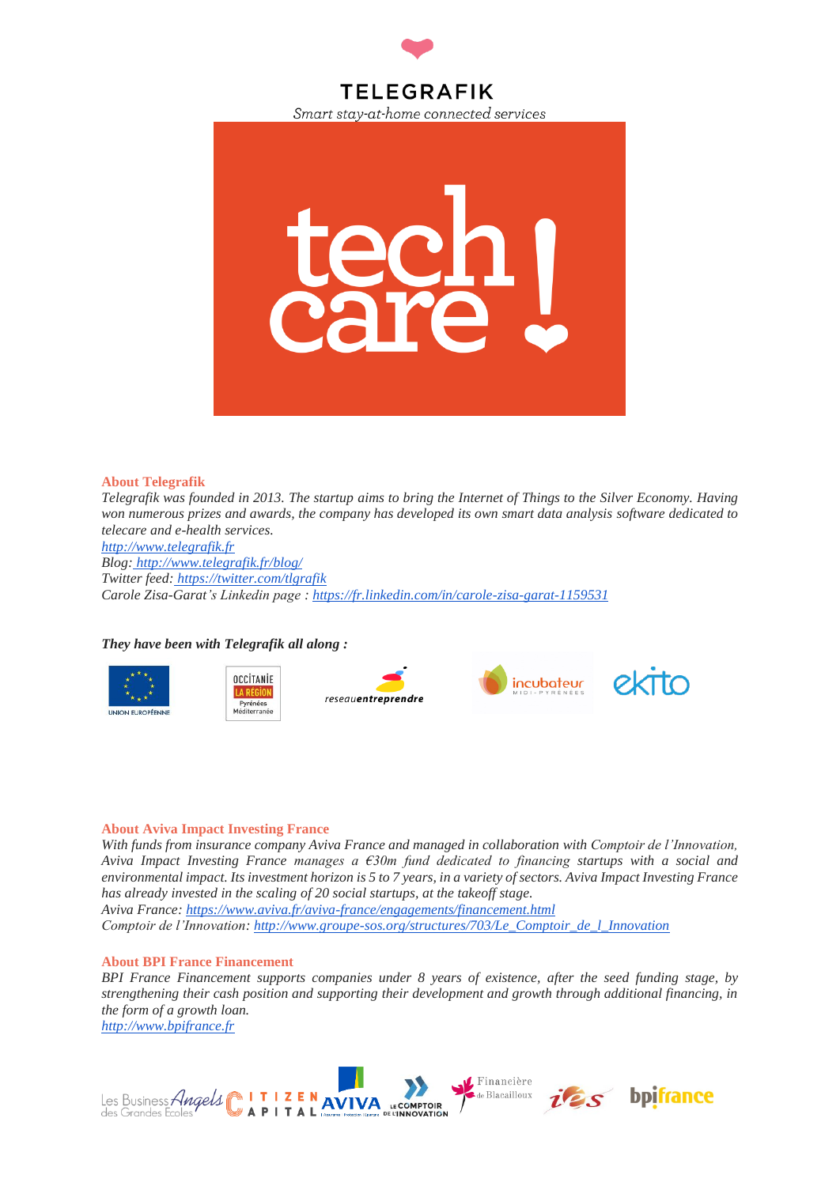TELEGRAFIK

*Smart stay-at-home connected services*

### About Telegrafik

*Telegrafik was founded in 2013. The startup aims to bring the Internet of Things to the Silver Economy. Having won numerous prizes and awards, the company has developed its own smart data analysis software dedicated to telecare and e-health services.*

*http://www.telegrafik.fr*

*Blog: http://www.telegrafik.fr/blog/*

*Twitter feed: https://twitter.com/tlgrafik*

*Carole Zisa-Garat's Linkedin page : https://fr.linkedin.com/in/carole-zisa-garat-1159531*

***They have been with Telegrafik all along :***

### About Aviva Impact Investing France

*With funds from insurance company Aviva France and managed in collaboration with Comptoir de l'Innovation, Aviva Impact Investing France manages a €30m fund dedicated to financing startups with a social and environmental impact. Its investment horizon is 5 to 7 years, in a variety of sectors. Aviva Impact Investing France has already invested in the scaling of 20 social startups, at the takeoff stage.*

*Aviva France: https://www.aviva.fr/aviva-france/engagements/financement.html*

*Comptoir de l'Innovation: http://www.groupe-sos.org/structures/703/Le_Comptoir_de_l_Innovation*

### About BPI France Financement

*BPI France Financement supports companies under 8 years of existence, after the seed funding stage, by strengthening their cash position and supporting their development and growth through additional financing, in the form of a growth loan.*

*http://www.bpifrance.fr*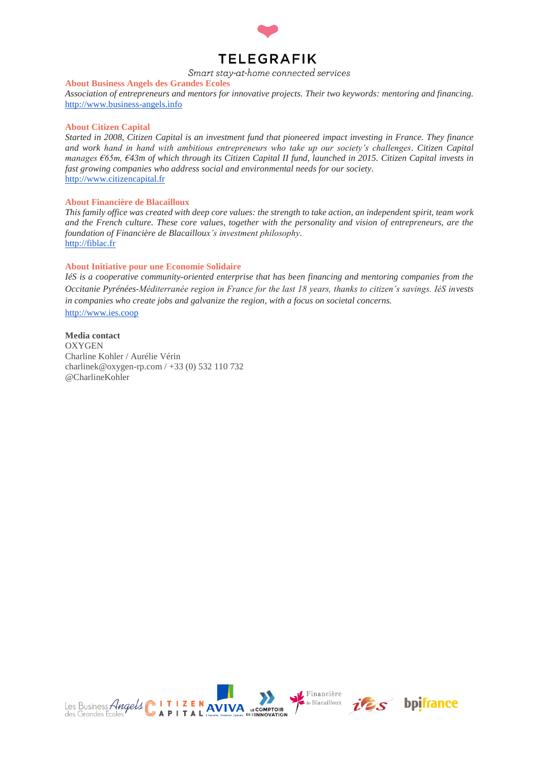## About Business Angels des Grandes Ecoles

*Association of entrepreneurs and mentors for innovative projects. Their two keywords: mentoring and financing.*
http://www.business-angels.info

## About Citizen Capital

*Started in 2008, Citizen Capital is an investment fund that pioneered impact investing in France. They finance and work hand in hand with ambitious entrepreneurs who take up our society's challenges. Citizen Capital manages €65m, €43m of which through its Citizen Capital II fund, launched in 2015. Citizen Capital invests in fast growing companies who address social and environmental needs for our society.*
http://www.citizencapital.fr

## About Financière de Blacailloux

*This family office was created with deep core values: the strength to take action, an independent spirit, team work and the French culture. These core values, together with the personality and vision of entrepreneurs, are the foundation of Financière de Blacailloux's investment philosophy.*
http://fiblac.fr

## About Initiative pour une Economie Solidaire

*IéS is a cooperative community-oriented enterprise that has been financing and mentoring companies from the Occitanie Pyrénées-Méditerranée region in France for the last 18 years, thanks to citizen's savings. IéS invests in companies who create jobs and galvanize the region, with a focus on societal concerns.*
http://www.ies.coop

**Media contact**
OXYGEN
Charline Kohler / Aurélie Vérin
charlinek@oxygen-rp.com / +33 (0) 532 110 732
@CharlineKohler